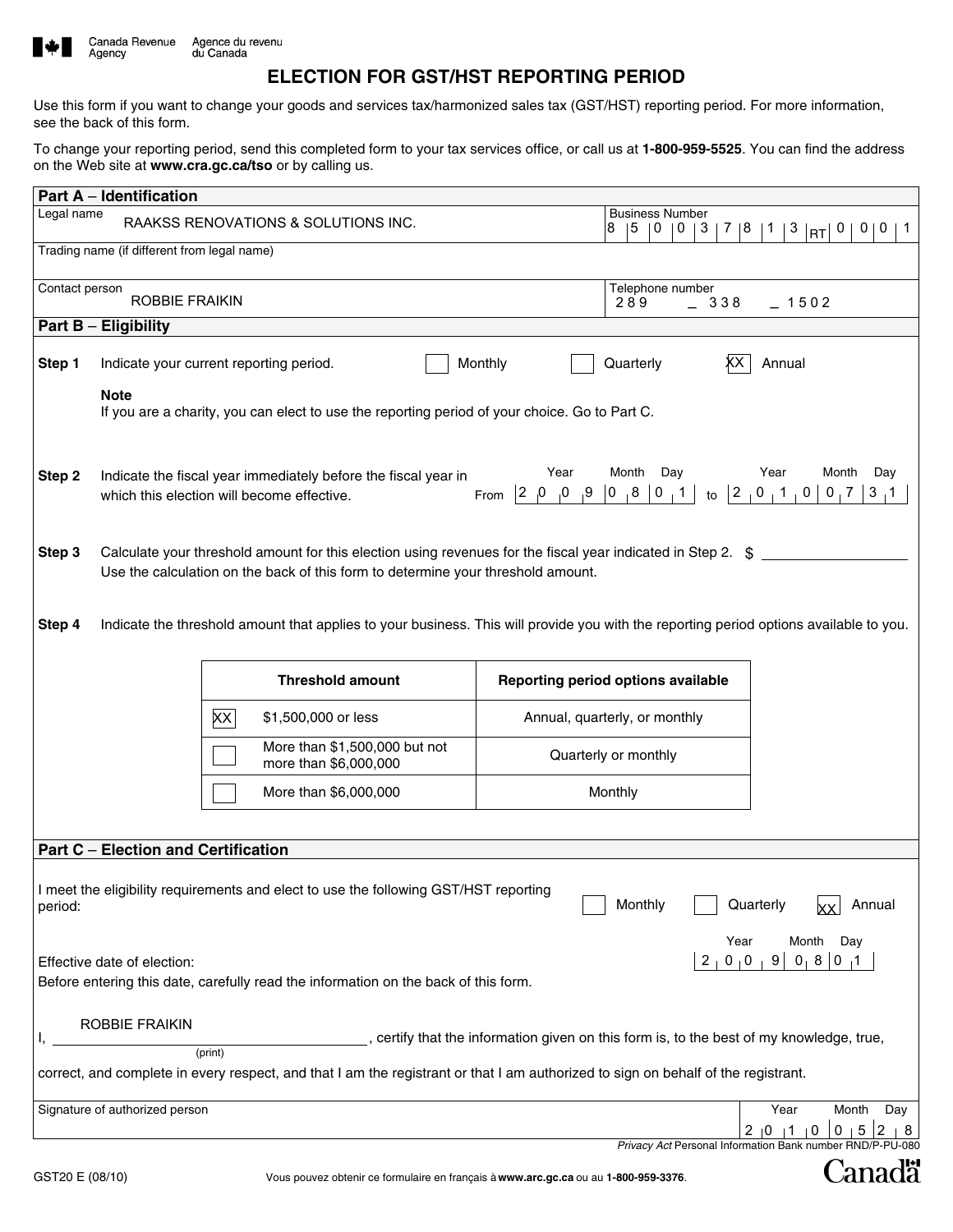Canada Revenue Agency | Agence du revenu du Canada

# ELECTION FOR GST/HST REPORTING PERIOD

Use this form if you want to change your goods and services tax/harmonized sales tax (GST/HST) reporting period. For more information, see the back of this form.

To change your reporting period, send this completed form to your tax services office, or call us at **1-800-959-5525**. You can find the address on the Web site at **www.cra.gc.ca/tso** or by calling us.

## Part A – Identification

| Field | Value |
|---|---|
| Legal name | RAAKSS RENOVATIONS & SOLUTIONS INC. |
| Business Number | 850037813 RT 0001 |
| Trading name (if different from legal name) | |
| Contact person | ROBBIE FRAIKIN |
| Telephone number | 289 – 338 – 1502 |

## Part B – Eligibility

**Step 1** Indicate your current reporting period. ☐ Monthly ☐ Quarterly ☒ Annual

**Note**
If you are a charity, you can elect to use the reporting period of your choice. Go to Part C.

**Step 2** Indicate the fiscal year immediately before the fiscal year in which this election will become effective.
From (Year Month Day) 2009 08 01 to (Year Month Day) 2010 07 31

**Step 3** Calculate your threshold amount for this election using revenues for the fiscal year indicated in Step 2. $ ____________
Use the calculation on the back of this form to determine your threshold amount.

**Step 4** Indicate the threshold amount that applies to your business. This will provide you with the reporting period options available to you.

| Threshold amount | Reporting period options available |
|---|---|
| ☒ $1,500,000 or less | Annual, quarterly, or monthly |
| ☐ More than $1,500,000 but not more than $6,000,000 | Quarterly or monthly |
| ☐ More than $6,000,000 | Monthly |

## Part C – Election and Certification

I meet the eligibility requirements and elect to use the following GST/HST reporting period: ☐ Monthly ☐ Quarterly ☒ Annual

Effective date of election: (Year Month Day) 2009 08 01
Before entering this date, carefully read the information on the back of this form.

I, ROBBIE FRAIKIN (print), certify that the information given on this form is, to the best of my knowledge, true, correct, and complete in every respect, and that I am the registrant or that I am authorized to sign on behalf of the registrant.

Signature of authorized person ____________ Date (Year Month Day) 2010 05 28

*Privacy Act* Personal Information Bank number RND/P-PU-080

GST20 E (08/10)

Vous pouvez obtenir ce formulaire en français à **www.arc.gc.ca** ou au **1-800-959-3376**.

Canada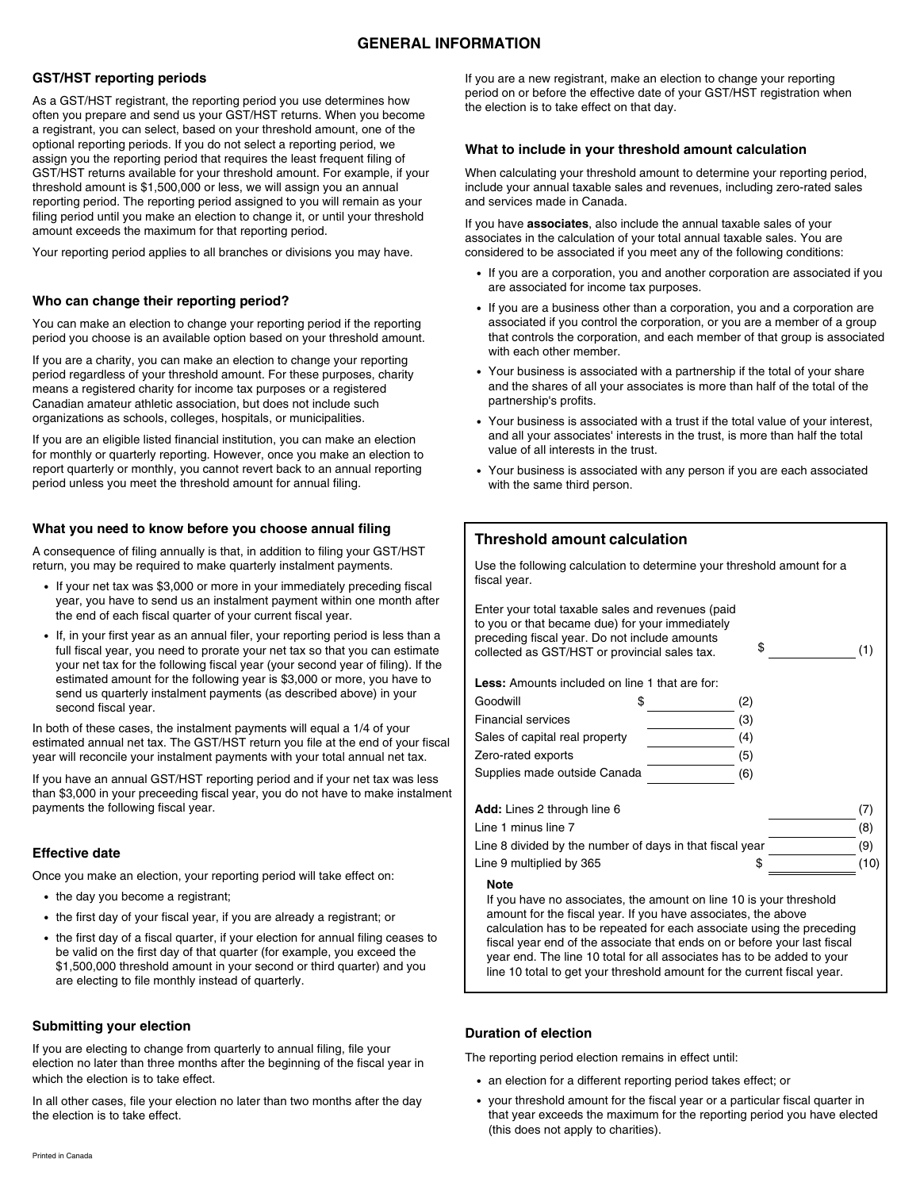# GENERAL INFORMATION

## GST/HST reporting periods

As a GST/HST registrant, the reporting period you use determines how often you prepare and send us your GST/HST returns. When you become a registrant, you can select, based on your threshold amount, one of the optional reporting periods. If you do not select a reporting period, we assign you the reporting period that requires the least frequent filing of GST/HST returns available for your threshold amount. For example, if your threshold amount is $1,500,000 or less, we will assign you an annual reporting period. The reporting period assigned to you will remain as your filing period until you make an election to change it, or until your threshold amount exceeds the maximum for that reporting period.

Your reporting period applies to all branches or divisions you may have.

## Who can change their reporting period?

You can make an election to change your reporting period if the reporting period you choose is an available option based on your threshold amount.

If you are a charity, you can make an election to change your reporting period regardless of your threshold amount. For these purposes, charity means a registered charity for income tax purposes or a registered Canadian amateur athletic association, but does not include such organizations as schools, colleges, hospitals, or municipalities.

If you are an eligible listed financial institution, you can make an election for monthly or quarterly reporting. However, once you make an election to report quarterly or monthly, you cannot revert back to an annual reporting period unless you meet the threshold amount for annual filing.

## What you need to know before you choose annual filing

A consequence of filing annually is that, in addition to filing your GST/HST return, you may be required to make quarterly instalment payments.

- If your net tax was $3,000 or more in your immediately preceding fiscal year, you have to send us an instalment payment within one month after the end of each fiscal quarter of your current fiscal year.
- If, in your first year as an annual filer, your reporting period is less than a full fiscal year, you need to prorate your net tax so that you can estimate your net tax for the following fiscal year (your second year of filing). If the estimated amount for the following year is $3,000 or more, you have to send us quarterly instalment payments (as described above) in your second fiscal year.

In both of these cases, the instalment payments will equal a 1/4 of your estimated annual net tax. The GST/HST return you file at the end of your fiscal year will reconcile your instalment payments with your total annual net tax.

If you have an annual GST/HST reporting period and if your net tax was less than $3,000 in your preceeding fiscal year, you do not have to make instalment payments the following fiscal year.

## Effective date

Once you make an election, your reporting period will take effect on:

- the day you become a registrant;
- the first day of your fiscal year, if you are already a registrant; or
- the first day of a fiscal quarter, if your election for annual filing ceases to be valid on the first day of that quarter (for example, you exceed the $1,500,000 threshold amount in your second or third quarter) and you are electing to file monthly instead of quarterly.

## Submitting your election

If you are electing to change from quarterly to annual filing, file your election no later than three months after the beginning of the fiscal year in which the election is to take effect.

In all other cases, file your election no later than two months after the day the election is to take effect.

If you are a new registrant, make an election to change your reporting period on or before the effective date of your GST/HST registration when the election is to take effect on that day.

## What to include in your threshold amount calculation

When calculating your threshold amount to determine your reporting period, include your annual taxable sales and revenues, including zero-rated sales and services made in Canada.

If you have **associates**, also include the annual taxable sales of your associates in the calculation of your total annual taxable sales. You are considered to be associated if you meet any of the following conditions:

- If you are a corporation, you and another corporation are associated if you are associated for income tax purposes.
- If you are a business other than a corporation, you and a corporation are associated if you control the corporation, or you are a member of a group that controls the corporation, and each member of that group is associated with each other member.
- Your business is associated with a partnership if the total of your share and the shares of all your associates is more than half of the total of the partnership's profits.
- Your business is associated with a trust if the total value of your interest, and all your associates' interests in the trust, is more than half the total value of all interests in the trust.
- Your business is associated with any person if you are each associated with the same third person.

## Threshold amount calculation

Use the following calculation to determine your threshold amount for a fiscal year.

| | | | |
|---|---|---|---|
| Enter your total taxable sales and revenues (paid to you or that became due) for your immediately preceding fiscal year. Do not include amounts collected as GST/HST or provincial sales tax. | | $ ______ | (1) |
| **Less:** Amounts included on line 1 that are for: | | | |
| Goodwill | $ ______ (2) | | |
| Financial services | ______ (3) | | |
| Sales of capital real property | ______ (4) | | |
| Zero-rated exports | ______ (5) | | |
| Supplies made outside Canada | ______ (6) | | |
| **Add:** Lines 2 through line 6 | | ______ | (7) |
| Line 1 minus line 7 | | ______ | (8) |
| Line 8 divided by the number of days in that fiscal year | | ______ | (9) |
| Line 9 multiplied by 365 | | $ ______ | (10) |

**Note**

If you have no associates, the amount on line 10 is your threshold amount for the fiscal year. If you have associates, the above calculation has to be repeated for each associate using the preceding fiscal year end of the associate that ends on or before your last fiscal year end. The line 10 total for all associates has to be added to your line 10 total to get your threshold amount for the current fiscal year.

## Duration of election

The reporting period election remains in effect until:

- an election for a different reporting period takes effect; or
- your threshold amount for the fiscal year or a particular fiscal quarter in that year exceeds the maximum for the reporting period you have elected (this does not apply to charities).

Printed in Canada